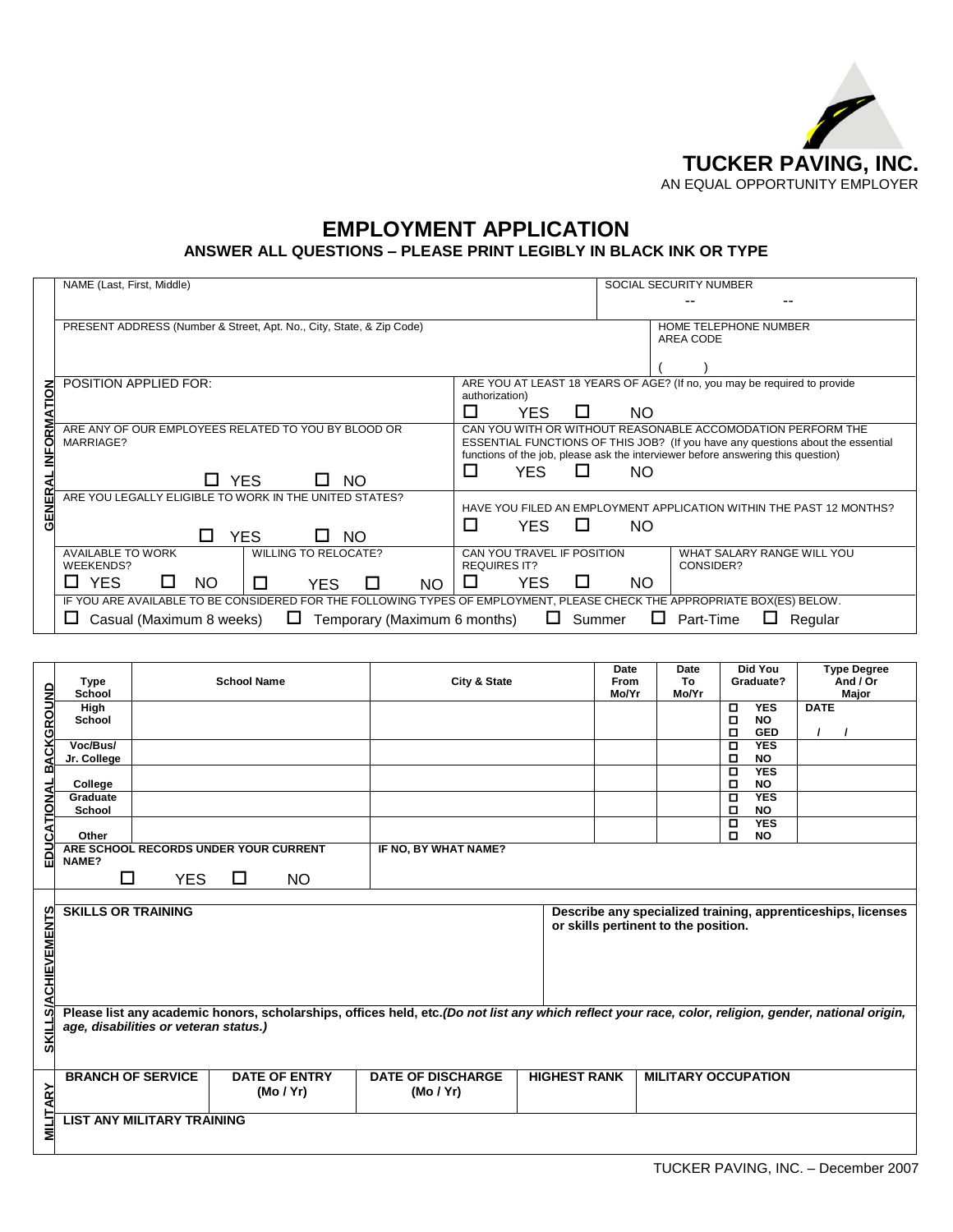**TUCKER PAVING, INC.**
AN EQUAL OPPORTUNITY EMPLOYER

# EMPLOYMENT APPLICATION

### ANSWER ALL QUESTIONS – PLEASE PRINT LEGIBLY IN BLACK INK OR TYPE

**GENERAL INFORMATION**

| | |
|---|---|
| NAME (Last, First, Middle) | SOCIAL SECURITY NUMBER -- -- |
| PRESENT ADDRESS (Number & Street, Apt. No., City, State, & Zip Code) | HOME TELEPHONE NUMBER AREA CODE ( ) |
| POSITION APPLIED FOR: | ARE YOU AT LEAST 18 YEARS OF AGE? (If no, you may be required to provide authorization) ☐ YES ☐ NO |
| ARE ANY OF OUR EMPLOYEES RELATED TO YOU BY BLOOD OR MARRIAGE? ☐ YES ☐ NO | CAN YOU WITH OR WITHOUT REASONABLE ACCOMODATION PERFORM THE ESSENTIAL FUNCTIONS OF THIS JOB? (If you have any questions about the essential functions of the job, please ask the interviewer before answering this question) ☐ YES ☐ NO |
| ARE YOU LEGALLY ELIGIBLE TO WORK IN THE UNITED STATES? ☐ YES ☐ NO | HAVE YOU FILED AN EMPLOYMENT APPLICATION WITHIN THE PAST 12 MONTHS? ☐ YES ☐ NO |

| AVAILABLE TO WORK WEEKENDS? | WILLING TO RELOCATE? | CAN YOU TRAVEL IF POSITION REQUIRES IT? | WHAT SALARY RANGE WILL YOU CONSIDER? |
|---|---|---|---|
| ☐ YES ☐ NO | ☐ YES ☐ NO | ☐ YES ☐ NO | |

IF YOU ARE AVAILABLE TO BE CONSIDERED FOR THE FOLLOWING TYPES OF EMPLOYMENT, PLEASE CHECK THE APPROPRIATE BOX(ES) BELOW.

☐ Casual (Maximum 8 weeks) ☐ Temporary (Maximum 6 months) ☐ Summer ☐ Part-Time ☐ Regular

**EDUCATIONAL BACKGROUND**

| Type School | School Name | City & State | Date From Mo/Yr | Date To Mo/Yr | Did You Graduate? | Type Degree And / Or Major |
|---|---|---|---|---|---|---|
| High School | | | | | ☐ YES ☐ NO ☐ GED | DATE / / |
| Voc/Bus/ Jr. College | | | | | ☐ YES ☐ NO | |
| College | | | | | ☐ YES ☐ NO | |
| Graduate School | | | | | ☐ YES ☐ NO | |
| Other | | | | | ☐ YES ☐ NO | |

| ARE SCHOOL RECORDS UNDER YOUR CURRENT NAME? | IF NO, BY WHAT NAME? |
|---|---|
| ☐ YES ☐ NO | |

**SKILLS/ACHIEVEMENTS**

| SKILLS OR TRAINING | Describe any specialized training, apprenticeships, licenses or skills pertinent to the position. |
|---|---|
| | |

**Please list any academic honors, scholarships, offices held, etc.** ***(Do not list any which reflect your race, color, religion, gender, national origin, age, disabilities or veteran status.)***

**MILITARY**

| BRANCH OF SERVICE | DATE OF ENTRY (Mo / Yr) | DATE OF DISCHARGE (Mo / Yr) | HIGHEST RANK | MILITARY OCCUPATION |
|---|---|---|---|---|
| | | | | |

**LIST ANY MILITARY TRAINING**

TUCKER PAVING, INC. – December 2007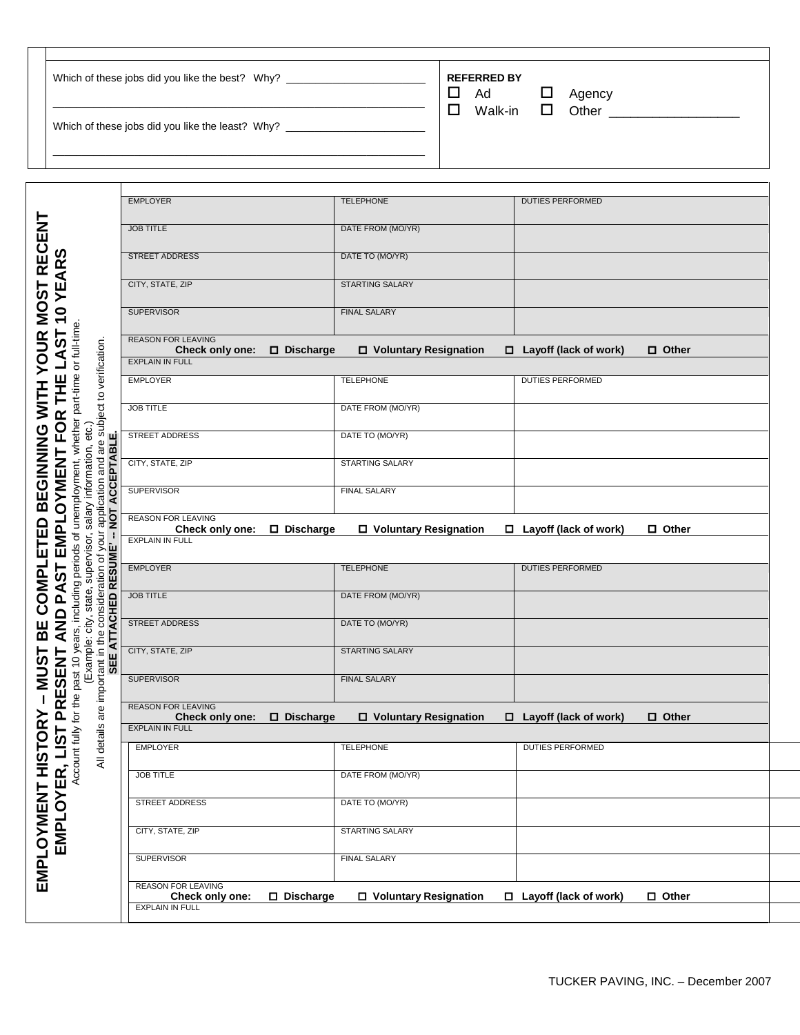Which of these jobs did you like the best? Why? ______________________

______________________________________________________________

Which of these jobs did you like the least? Why? ______________________

______________________________________________________________

**REFERRED BY**

☐ Ad ☐ Agency

☐ Walk-in ☐ Other ________________

## EMPLOYMENT HISTORY – MUST BE COMPLETED BEGINNING WITH YOUR MOST RECENT EMPLOYER, LIST PRESENT AND PAST EMPLOYMENT FOR THE LAST 10 YEARS

Account fully for the past 10 years, including periods of unemployment, whether part-time or full-time.
(Example: city, state, supervisor, salary information, etc.)
All details are important in the consideration of your application and are subject to verification.
**SEE ATTACHED RESUME' -- NOT ACCEPTABLE.**

| EMPLOYER | TELEPHONE | DUTIES PERFORMED |
|---|---|---|
| JOB TITLE | DATE FROM (MO/YR) | |
| STREET ADDRESS | DATE TO (MO/YR) | |
| CITY, STATE, ZIP | STARTING SALARY | |
| SUPERVISOR | FINAL SALARY | |

REASON FOR LEAVING
**Check only one:** ☐ **Discharge** ☐ **Voluntary Resignation** ☐ **Layoff (lack of work)** ☐ **Other**
EXPLAIN IN FULL

| EMPLOYER | TELEPHONE | DUTIES PERFORMED |
|---|---|---|
| JOB TITLE | DATE FROM (MO/YR) | |
| STREET ADDRESS | DATE TO (MO/YR) | |
| CITY, STATE, ZIP | STARTING SALARY | |
| SUPERVISOR | FINAL SALARY | |

REASON FOR LEAVING
**Check only one:** ☐ **Discharge** ☐ **Voluntary Resignation** ☐ **Layoff (lack of work)** ☐ **Other**
EXPLAIN IN FULL

| EMPLOYER | TELEPHONE | DUTIES PERFORMED |
|---|---|---|
| JOB TITLE | DATE FROM (MO/YR) | |
| STREET ADDRESS | DATE TO (MO/YR) | |
| CITY, STATE, ZIP | STARTING SALARY | |
| SUPERVISOR | FINAL SALARY | |

REASON FOR LEAVING
**Check only one:** ☐ **Discharge** ☐ **Voluntary Resignation** ☐ **Layoff (lack of work)** ☐ **Other**
EXPLAIN IN FULL

| EMPLOYER | TELEPHONE | DUTIES PERFORMED |
|---|---|---|
| JOB TITLE | DATE FROM (MO/YR) | |
| STREET ADDRESS | DATE TO (MO/YR) | |
| CITY, STATE, ZIP | STARTING SALARY | |
| SUPERVISOR | FINAL SALARY | |

REASON FOR LEAVING
**Check only one:** ☐ **Discharge** ☐ **Voluntary Resignation** ☐ **Layoff (lack of work)** ☐ **Other**
EXPLAIN IN FULL

TUCKER PAVING, INC. – December 2007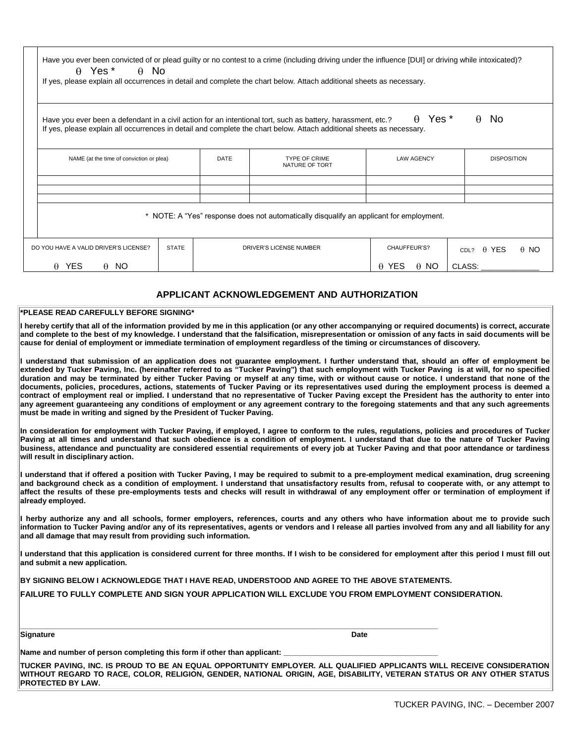Have you ever been convicted of or plead guilty or no contest to a crime (including driving under the influence [DUI] or driving while intoxicated)?

θ Yes * θ No

If yes, please explain all occurrences in detail and complete the chart below. Attach additional sheets as necessary.

Have you ever been a defendant in a civil action for an intentional tort, such as battery, harassment, etc.? θ Yes * θ No

If yes, please explain all occurrences in detail and complete the chart below. Attach additional sheets as necessary.

| NAME (at the time of conviction or plea) | DATE | TYPE OF CRIME NATURE OF TORT | LAW AGENCY | DISPOSITION |
|---|---|---|---|---|
| | | | | |
| | | | | |
| | | | | |

* NOTE: A "Yes" response does not automatically disqualify an applicant for employment.

| DO YOU HAVE A VALID DRIVER'S LICENSE? | STATE | DRIVER'S LICENSE NUMBER | CHAUFFEUR'S? | CDL? θ YES θ NO |
|---|---|---|---|---|
| θ YES θ NO | | | θ YES θ NO | CLASS: ____________ |

## APPLICANT ACKNOWLEDGEMENT AND AUTHORIZATION

***PLEASE READ CAREFULLY BEFORE SIGNING***

**I hereby certify that all of the information provided by me in this application (or any other accompanying or required documents) is correct, accurate and complete to the best of my knowledge. I understand that the falsification, misrepresentation or omission of any facts in said documents will be cause for denial of employment or immediate termination of employment regardless of the timing or circumstances of discovery.**

**I understand that submission of an application does not guarantee employment. I further understand that, should an offer of employment be extended by Tucker Paving, Inc. (hereinafter referred to as "Tucker Paving") that such employment with Tucker Paving is at will, for no specified duration and may be terminated by either Tucker Paving or myself at any time, with or without cause or notice. I understand that none of the documents, policies, procedures, actions, statements of Tucker Paving or its representatives used during the employment process is deemed a contract of employment real or implied. I understand that no representative of Tucker Paving except the President has the authority to enter into any agreement guaranteeing any conditions of employment or any agreement contrary to the foregoing statements and that any such agreements must be made in writing and signed by the President of Tucker Paving.**

**In consideration for employment with Tucker Paving, if employed, I agree to conform to the rules, regulations, policies and procedures of Tucker Paving at all times and understand that such obedience is a condition of employment. I understand that due to the nature of Tucker Paving business, attendance and punctuality are considered essential requirements of every job at Tucker Paving and that poor attendance or tardiness will result in disciplinary action.**

**I understand that if offered a position with Tucker Paving, I may be required to submit to a pre-employment medical examination, drug screening and background check as a condition of employment. I understand that unsatisfactory results from, refusal to cooperate with, or any attempt to affect the results of these pre-employments tests and checks will result in withdrawal of any employment offer or termination of employment if already employed.**

**I herby authorize any and all schools, former employers, references, courts and any others who have information about me to provide such information to Tucker Paving and/or any of its representatives, agents or vendors and I release all parties involved from any and all liability for any and all damage that may result from providing such information.**

**I understand that this application is considered current for three months. If I wish to be considered for employment after this period I must fill out and submit a new application.**

**BY SIGNING BELOW I ACKNOWLEDGE THAT I HAVE READ, UNDERSTOOD AND AGREE TO THE ABOVE STATEMENTS.**

**FAILURE TO FULLY COMPLETE AND SIGN YOUR APPLICATION WILL EXCLUDE YOU FROM EMPLOYMENT CONSIDERATION.**

______________________________________________________________________________

**Signature** **Date**

**Name and number of person completing this form if other than applicant:** ______________________________

**TUCKER PAVING, INC. IS PROUD TO BE AN EQUAL OPPORTUNITY EMPLOYER. ALL QUALIFIED APPLICANTS WILL RECEIVE CONSIDERATION WITHOUT REGARD TO RACE, COLOR, RELIGION, GENDER, NATIONAL ORIGIN, AGE, DISABILITY, VETERAN STATUS OR ANY OTHER STATUS PROTECTED BY LAW.**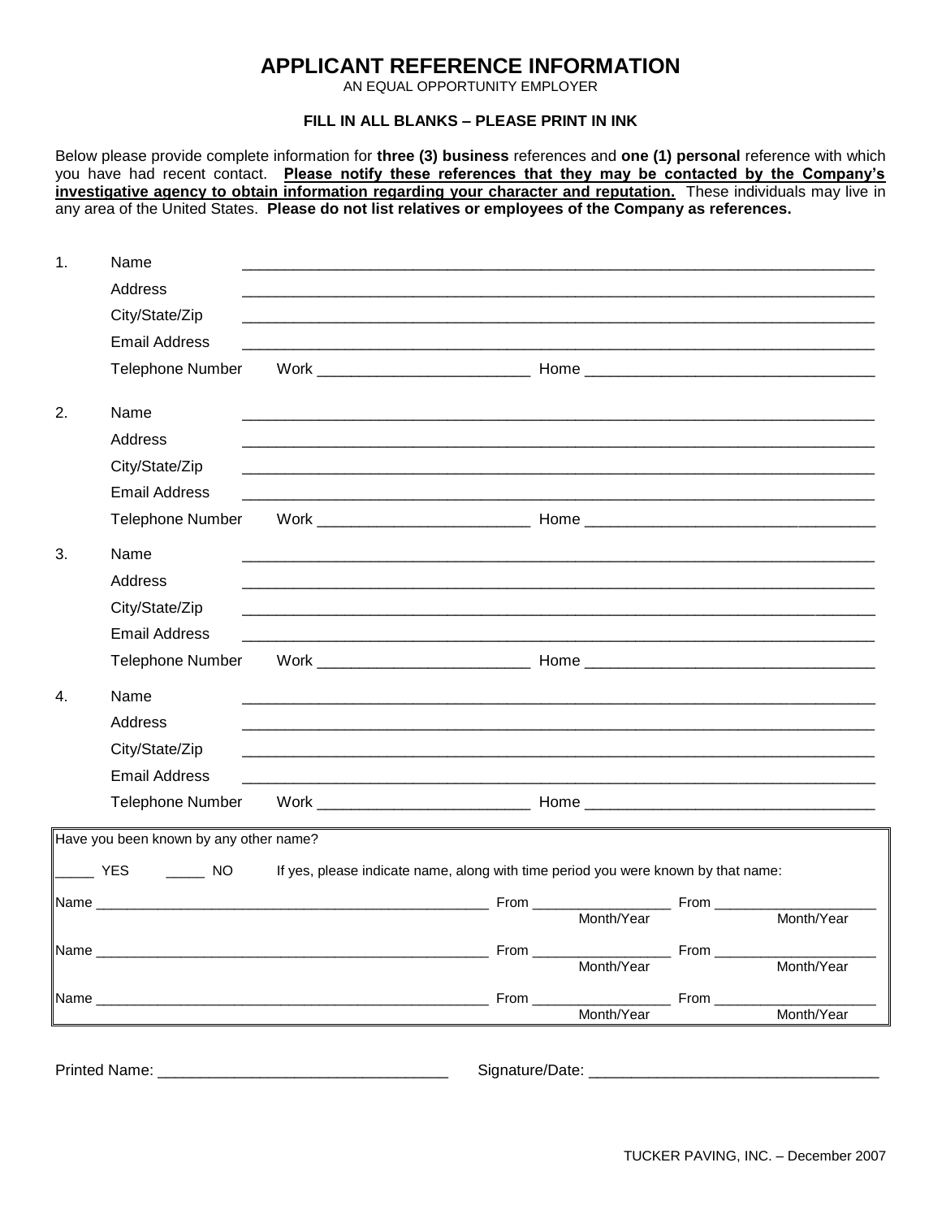# APPLICANT REFERENCE INFORMATION

AN EQUAL OPPORTUNITY EMPLOYER

**FILL IN ALL BLANKS – PLEASE PRINT IN INK**

Below please provide complete information for **three (3) business** references and **one (1) personal** reference with which you have had recent contact. **Please notify these references that they may be contacted by the Company's investigative agency to obtain information regarding your character and reputation.** These individuals may live in any area of the United States. **Please do not list relatives or employees of the Company as references.**

1. Name ______________________________
   Address ______________________________
   City/State/Zip ______________________________
   Email Address ______________________________
   Telephone Number Work ______________ Home ______________

2. Name ______________________________
   Address ______________________________
   City/State/Zip ______________________________
   Email Address ______________________________
   Telephone Number Work ______________ Home ______________

3. Name ______________________________
   Address ______________________________
   City/State/Zip ______________________________
   Email Address ______________________________
   Telephone Number Work ______________ Home ______________

4. Name ______________________________
   Address ______________________________
   City/State/Zip ______________________________
   Email Address ______________________________
   Telephone Number Work ______________ Home ______________

Have you been known by any other name?

_____ YES _____ NO If yes, please indicate name, along with time period you were known by that name:

Name ______________________________ From ______________ (Month/Year) From ______________ (Month/Year)

Name ______________________________ From ______________ (Month/Year) From ______________ (Month/Year)

Name ______________________________ From ______________ (Month/Year) From ______________ (Month/Year)

Printed Name: ______________________________ Signature/Date: ______________________________

TUCKER PAVING, INC. – December 2007